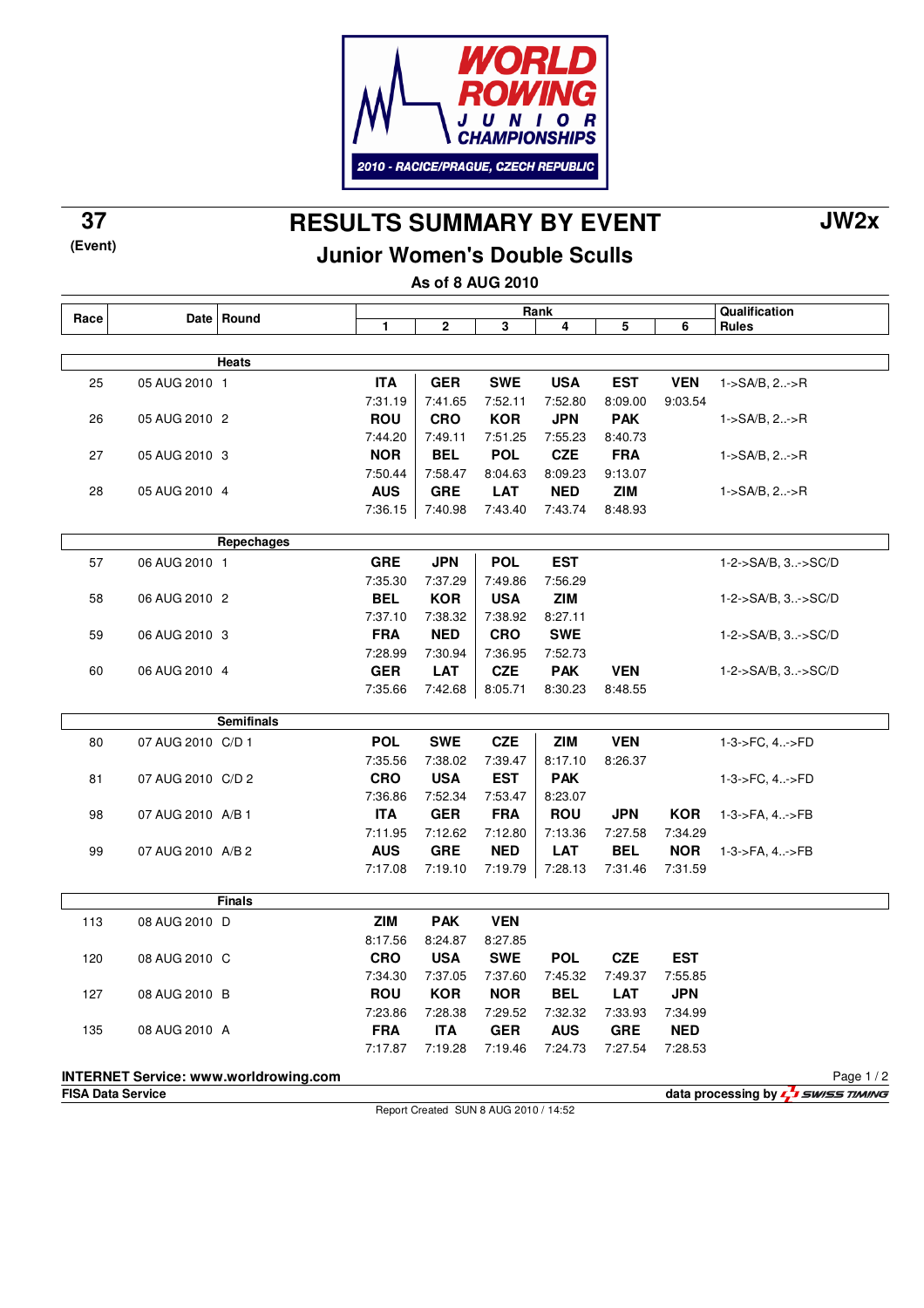# WORLD ROWING JUNIOR CHAMPIONSHIPS

2010 - RACICE/PRAGUE, CZECH REPUBLIC

**37** (Event)

# RESULTS SUMMARY BY EVENT

**JW2x**

## Junior Women's Double Sculls

**As of 8 AUG 2010**

| Race | Date | Round | Rank 1 | 2 | 3 | 4 | 5 | 6 | Qualification Rules |
|---|---|---|---|---|---|---|---|---|---|
| | | **Heats** | | | | | | | |
| 25 | 05 AUG 2010 | 1 | **ITA** 7:31.19 | **GER** 7:41.65 | **SWE** 7:52.11 | **USA** 7:52.80 | **EST** 8:09.00 | **VEN** 9:03.54 | 1->SA/B, 2..->R |
| 26 | 05 AUG 2010 | 2 | **ROU** 7:44.20 | **CRO** 7:49.11 | **KOR** 7:51.25 | **JPN** 7:55.23 | **PAK** 8:40.73 | | 1->SA/B, 2..->R |
| 27 | 05 AUG 2010 | 3 | **NOR** 7:50.44 | **BEL** 7:58.47 | **POL** 8:04.63 | **CZE** 8:09.23 | **FRA** 9:13.07 | | 1->SA/B, 2..->R |
| 28 | 05 AUG 2010 | 4 | **AUS** 7:36.15 | **GRE** 7:40.98 | **LAT** 7:43.40 | **NED** 7:43.74 | **ZIM** 8:48.93 | | 1->SA/B, 2..->R |
| | | **Repechages** | | | | | | | |
| 57 | 06 AUG 2010 | 1 | **GRE** 7:35.30 | **JPN** 7:37.29 | **POL** 7:49.86 | **EST** 7:56.29 | | | 1-2->SA/B, 3..->SC/D |
| 58 | 06 AUG 2010 | 2 | **BEL** 7:37.10 | **KOR** 7:38.32 | **USA** 7:38.92 | **ZIM** 8:27.11 | | | 1-2->SA/B, 3..->SC/D |
| 59 | 06 AUG 2010 | 3 | **FRA** 7:28.99 | **NED** 7:30.94 | **CRO** 7:36.95 | **SWE** 7:52.73 | | | 1-2->SA/B, 3..->SC/D |
| 60 | 06 AUG 2010 | 4 | **GER** 7:35.66 | **LAT** 7:42.68 | **CZE** 8:05.71 | **PAK** 8:30.23 | **VEN** 8:48.55 | | 1-2->SA/B, 3..->SC/D |
| | | **Semifinals** | | | | | | | |
| 80 | 07 AUG 2010 | C/D 1 | **POL** 7:35.56 | **SWE** 7:38.02 | **CZE** 7:39.47 | **ZIM** 8:17.10 | **VEN** 8:26.37 | | 1-3->FC, 4..->FD |
| 81 | 07 AUG 2010 | C/D 2 | **CRO** 7:36.86 | **USA** 7:52.34 | **EST** 7:53.47 | **PAK** 8:23.07 | | | 1-3->FC, 4..->FD |
| 98 | 07 AUG 2010 | A/B 1 | **ITA** 7:11.95 | **GER** 7:12.62 | **FRA** 7:12.80 | **ROU** 7:13.36 | **JPN** 7:27.58 | **KOR** 7:34.29 | 1-3->FA, 4..->FB |
| 99 | 07 AUG 2010 | A/B 2 | **AUS** 7:17.08 | **GRE** 7:19.10 | **NED** 7:19.79 | **LAT** 7:28.13 | **BEL** 7:31.46 | **NOR** 7:31.59 | 1-3->FA, 4..->FB |
| | | **Finals** | | | | | | | |
| 113 | 08 AUG 2010 | D | **ZIM** 8:17.56 | **PAK** 8:24.87 | **VEN** 8:27.85 | | | | |
| 120 | 08 AUG 2010 | C | **CRO** 7:34.30 | **USA** 7:37.05 | **SWE** 7:37.60 | **POL** 7:45.32 | **CZE** 7:49.37 | **EST** 7:55.85 | |
| 127 | 08 AUG 2010 | B | **ROU** 7:23.86 | **KOR** 7:28.38 | **NOR** 7:29.52 | **BEL** 7:32.32 | **LAT** 7:33.93 | **JPN** 7:34.99 | |
| 135 | 08 AUG 2010 | A | **FRA** 7:17.87 | **ITA** 7:19.28 | **GER** 7:19.46 | **AUS** 7:24.73 | **GRE** 7:27.54 | **NED** 7:28.53 | |

**INTERNET Service: www.worldrowing.com**

**FISA Data Service** — **data processing by SWISS TIMING**

Report Created SUN 8 AUG 2010 / 14:52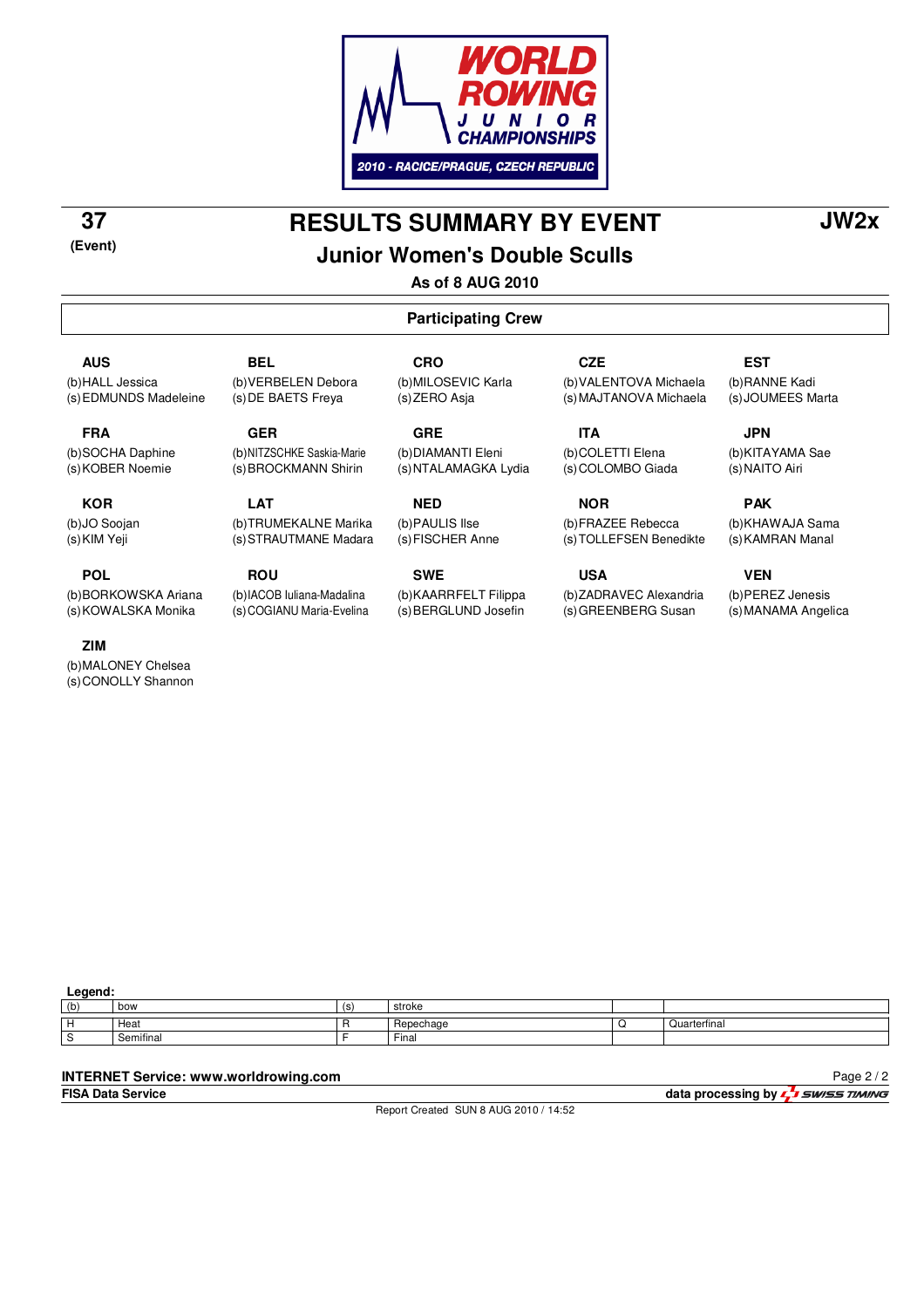WORLD ROWING JUNIOR CHAMPIONSHIPS
2010 - RACICE/PRAGUE, CZECH REPUBLIC

**37**
**(Event)**

# RESULTS SUMMARY BY EVENT

**JW2x**

## Junior Women's Double Sculls

**As of 8 AUG 2010**

### Participating Crew

**AUS**
(b) HALL Jessica
(s) EDMUNDS Madeleine

**BEL**
(b) VERBELEN Debora
(s) DE BAETS Freya

**CRO**
(b) MILOSEVIC Karla
(s) ZERO Asja

**CZE**
(b) VALENTOVA Michaela
(s) MAJTANOVA Michaela

**EST**
(b) RANNE Kadi
(s) JOUMEES Marta

**FRA**
(b) SOCHA Daphine
(s) KOBER Noemie

**GER**
(b) NITZSCHKE Saskia-Marie
(s) BROCKMANN Shirin

**GRE**
(b) DIAMANTI Eleni
(s) NTALAMAGKA Lydia

**ITA**
(b) COLETTI Elena
(s) COLOMBO Giada

**JPN**
(b) KITAYAMA Sae
(s) NAITO Airi

**KOR**
(b) JO Soojan
(s) KIM Yeji

**LAT**
(b) TRUMEKALNE Marika
(s) STRAUTMANE Madara

**NED**
(b) PAULIS Ilse
(s) FISCHER Anne

**NOR**
(b) FRAZEE Rebecca
(s) TOLLEFSEN Benedikte

**PAK**
(b) KHAWAJA Sama
(s) KAMRAN Manal

**POL**
(b) BORKOWSKA Ariana
(s) KOWALSKA Monika

**ROU**
(b) IACOB Iuliana-Madalina
(s) COGIANU Maria-Evelina

**SWE**
(b) KAARRFELT Filippa
(s) BERGLUND Josefin

**USA**
(b) ZADRAVEC Alexandria
(s) GREENBERG Susan

**VEN**
(b) PEREZ Jenesis
(s) MANAMA Angelica

**ZIM**
(b) MALONEY Chelsea
(s) CONOLLY Shannon

**Legend:**

| | | | | | |
|---|---|---|---|---|---|
| (b) | bow | (s) | stroke | | |
| H | Heat | R | Repechage | Q | Quarterfinal |
| S | Semifinal | F | Final | | |

**INTERNET Service: www.worldrowing.com**
**FISA Data Service**
data processing by SWISS TIMING
Report Created SUN 8 AUG 2010 / 14:52